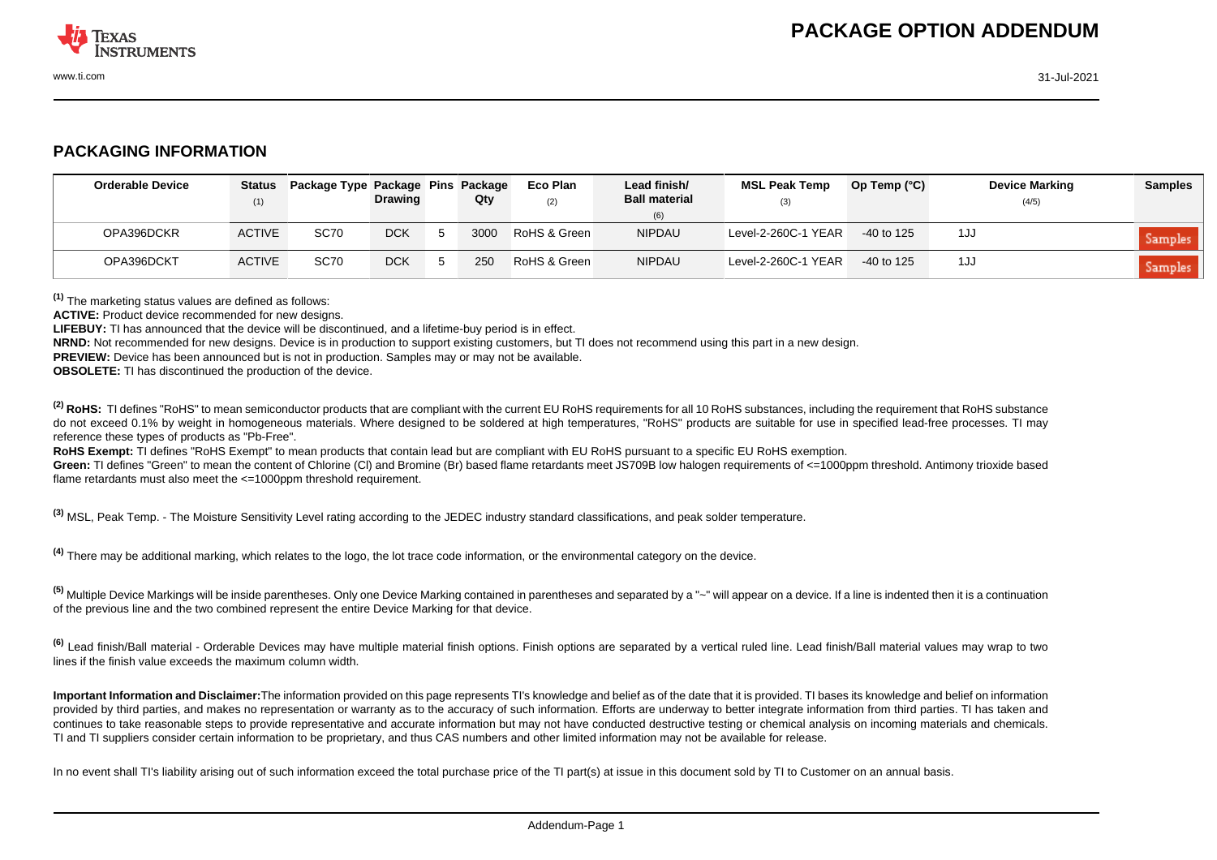## PACKAGING INFORMATION

| Orderable Device | Status (1) | Package Type | Package Drawing | Pins | Package Qty | Eco Plan (2) | Lead finish/ Ball material (6) | MSL Peak Temp (3) | Op Temp (°C) | Device Marking (4/5) | Samples |
|---|---|---|---|---|---|---|---|---|---|---|---|
| OPA396DCKR | ACTIVE | SC70 | DCK | 5 | 3000 | RoHS & Green | NIPDAU | Level-2-260C-1 YEAR | -40 to 125 | 1JJ | Samples |
| OPA396DCKT | ACTIVE | SC70 | DCK | 5 | 250 | RoHS & Green | NIPDAU | Level-2-260C-1 YEAR | -40 to 125 | 1JJ | Samples |

[1] The marketing status values are defined as follows:
**ACTIVE:** Product device recommended for new designs.
**LIFEBUY:** TI has announced that the device will be discontinued, and a lifetime-buy period is in effect.
**NRND:** Not recommended for new designs. Device is in production to support existing customers, but TI does not recommend using this part in a new design.
**PREVIEW:** Device has been announced but is not in production. Samples may or may not be available.
**OBSOLETE:** TI has discontinued the production of the device.

[2] **RoHS:** TI defines "RoHS" to mean semiconductor products that are compliant with the current EU RoHS requirements for all 10 RoHS substances, including the requirement that RoHS substance do not exceed 0.1% by weight in homogeneous materials. Where designed to be soldered at high temperatures, "RoHS" products are suitable for use in specified lead-free processes. TI may reference these types of products as "Pb-Free".
**RoHS Exempt:** TI defines "RoHS Exempt" to mean products that contain lead but are compliant with EU RoHS pursuant to a specific EU RoHS exemption.
**Green:** TI defines "Green" to mean the content of Chlorine (Cl) and Bromine (Br) based flame retardants meet JS709B low halogen requirements of <=1000ppm threshold. Antimony trioxide based flame retardants must also meet the <=1000ppm threshold requirement.

[3] MSL, Peak Temp. - The Moisture Sensitivity Level rating according to the JEDEC industry standard classifications, and peak solder temperature.

[4] There may be additional marking, which relates to the logo, the lot trace code information, or the environmental category on the device.

[5] Multiple Device Markings will be inside parentheses. Only one Device Marking contained in parentheses and separated by a "~" will appear on a device. If a line is indented then it is a continuation of the previous line and the two combined represent the entire Device Marking for that device.

[6] Lead finish/Ball material - Orderable Devices may have multiple material finish options. Finish options are separated by a vertical ruled line. Lead finish/Ball material values may wrap to two lines if the finish value exceeds the maximum column width.

**Important Information and Disclaimer:** The information provided on this page represents TI's knowledge and belief as of the date that it is provided. TI bases its knowledge and belief on information provided by third parties, and makes no representation or warranty as to the accuracy of such information. Efforts are underway to better integrate information from third parties. TI has taken and continues to take reasonable steps to provide representative and accurate information but may not have conducted destructive testing or chemical analysis on incoming materials and chemicals. TI and TI suppliers consider certain information to be proprietary, and thus CAS numbers and other limited information may not be available for release.

In no event shall TI's liability arising out of such information exceed the total purchase price of the TI part(s) at issue in this document sold by TI to Customer on an annual basis.